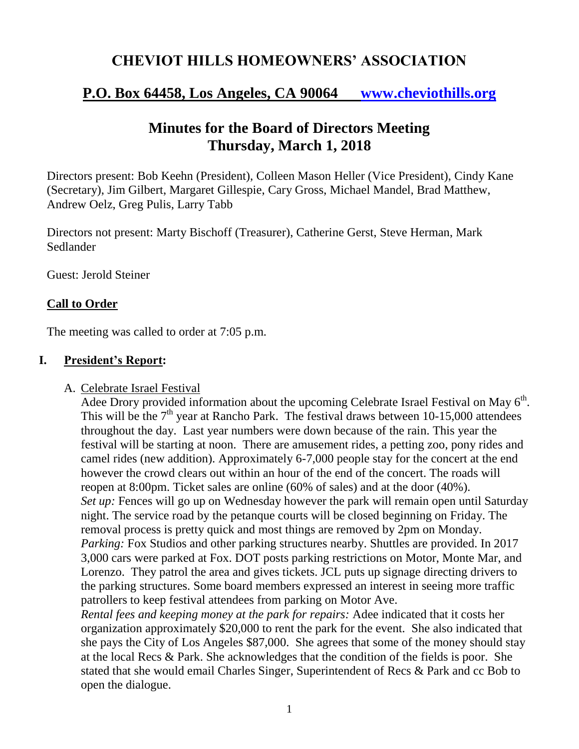# CHEVIOT HILLS HOMEOWNERS' ASSOCIATION

## P.O. Box 64458, Los Angeles, CA 90064 www.cheviothills.org

## Minutes for the Board of Directors Meeting Thursday, March 1, 2018

Directors present: Bob Keehn (President), Colleen Mason Heller (Vice President), Cindy Kane (Secretary), Jim Gilbert, Margaret Gillespie, Cary Gross, Michael Mandel, Brad Matthew, Andrew Oelz, Greg Pulis, Larry Tabb

Directors not present: Marty Bischoff (Treasurer), Catherine Gerst, Steve Herman, Mark Sedlander

Guest: Jerold Steiner

### Call to Order

The meeting was called to order at 7:05 p.m.

### I. President's Report:

A. Celebrate Israel Festival

Adee Drory provided information about the upcoming Celebrate Israel Festival on May 6th. This will be the 7th year at Rancho Park. The festival draws between 10-15,000 attendees throughout the day. Last year numbers were down because of the rain. This year the festival will be starting at noon. There are amusement rides, a petting zoo, pony rides and camel rides (new addition). Approximately 6-7,000 people stay for the concert at the end however the crowd clears out within an hour of the end of the concert. The roads will reopen at 8:00pm. Ticket sales are online (60% of sales) and at the door (40%).

*Set up:* Fences will go up on Wednesday however the park will remain open until Saturday night. The service road by the petanque courts will be closed beginning on Friday. The removal process is pretty quick and most things are removed by 2pm on Monday.

*Parking:* Fox Studios and other parking structures nearby. Shuttles are provided. In 2017 3,000 cars were parked at Fox. DOT posts parking restrictions on Motor, Monte Mar, and Lorenzo. They patrol the area and gives tickets. JCL puts up signage directing drivers to the parking structures. Some board members expressed an interest in seeing more traffic patrollers to keep festival attendees from parking on Motor Ave.

*Rental fees and keeping money at the park for repairs:* Adee indicated that it costs her organization approximately $20,000 to rent the park for the event. She also indicated that she pays the City of Los Angeles $87,000. She agrees that some of the money should stay at the local Recs & Park. She acknowledges that the condition of the fields is poor. She stated that she would email Charles Singer, Superintendent of Recs & Park and cc Bob to open the dialogue.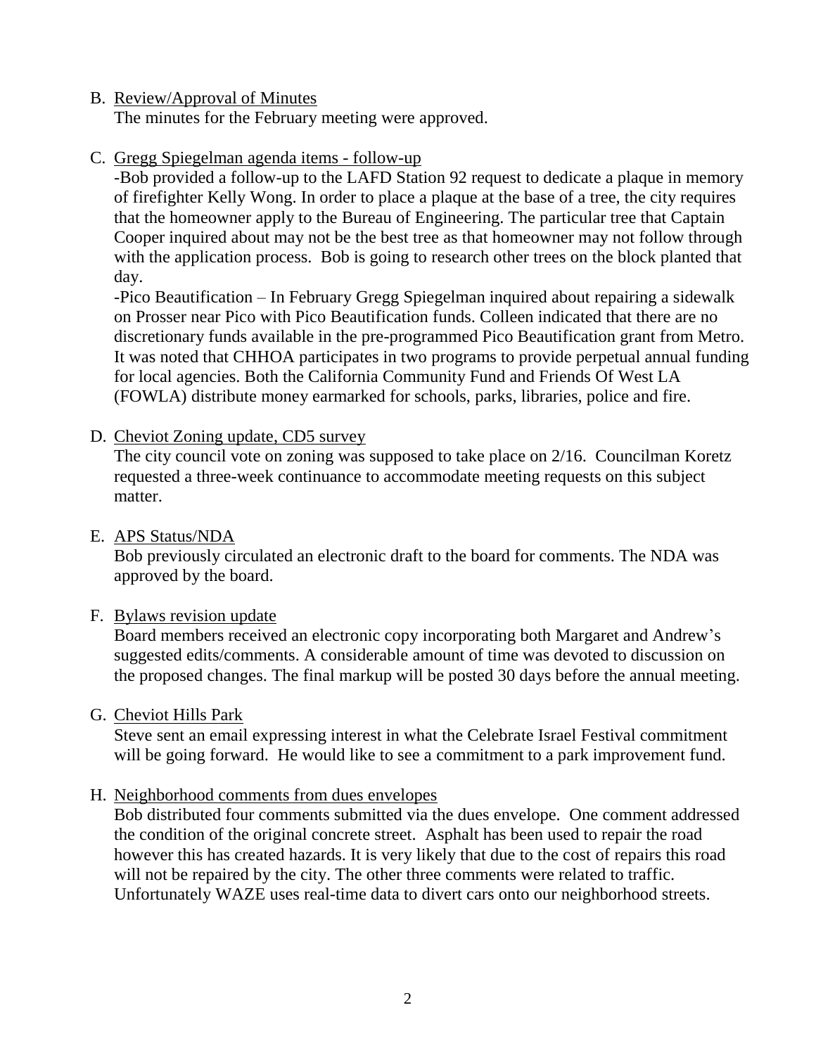B. Review/Approval of Minutes

The minutes for the February meeting were approved.

C. Gregg Spiegelman agenda items - follow-up

-Bob provided a follow-up to the LAFD Station 92 request to dedicate a plaque in memory of firefighter Kelly Wong. In order to place a plaque at the base of a tree, the city requires that the homeowner apply to the Bureau of Engineering. The particular tree that Captain Cooper inquired about may not be the best tree as that homeowner may not follow through with the application process. Bob is going to research other trees on the block planted that day.

-Pico Beautification – In February Gregg Spiegelman inquired about repairing a sidewalk on Prosser near Pico with Pico Beautification funds. Colleen indicated that there are no discretionary funds available in the pre-programmed Pico Beautification grant from Metro. It was noted that CHHOA participates in two programs to provide perpetual annual funding for local agencies. Both the California Community Fund and Friends Of West LA (FOWLA) distribute money earmarked for schools, parks, libraries, police and fire.

D. Cheviot Zoning update, CD5 survey

The city council vote on zoning was supposed to take place on 2/16. Councilman Koretz requested a three-week continuance to accommodate meeting requests on this subject matter.

E. APS Status/NDA

Bob previously circulated an electronic draft to the board for comments. The NDA was approved by the board.

F. Bylaws revision update

Board members received an electronic copy incorporating both Margaret and Andrew's suggested edits/comments. A considerable amount of time was devoted to discussion on the proposed changes. The final markup will be posted 30 days before the annual meeting.

G. Cheviot Hills Park

Steve sent an email expressing interest in what the Celebrate Israel Festival commitment will be going forward. He would like to see a commitment to a park improvement fund.

H. Neighborhood comments from dues envelopes

Bob distributed four comments submitted via the dues envelope. One comment addressed the condition of the original concrete street. Asphalt has been used to repair the road however this has created hazards. It is very likely that due to the cost of repairs this road will not be repaired by the city. The other three comments were related to traffic. Unfortunately WAZE uses real-time data to divert cars onto our neighborhood streets.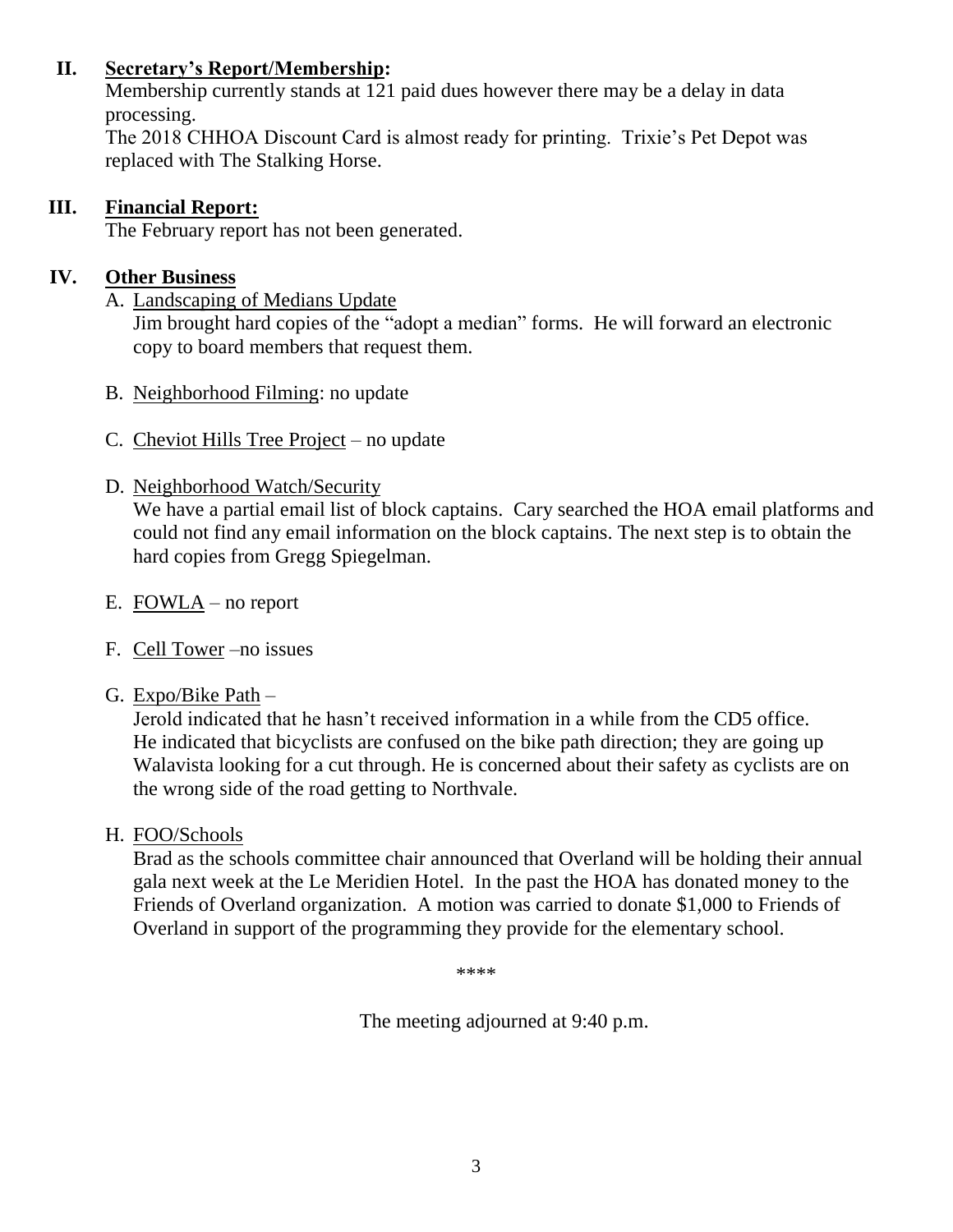## II. Secretary's Report/Membership:

Membership currently stands at 121 paid dues however there may be a delay in data processing.

The 2018 CHHOA Discount Card is almost ready for printing. Trixie's Pet Depot was replaced with The Stalking Horse.

## III. Financial Report:

The February report has not been generated.

## IV. Other Business

A. Landscaping of Medians Update

Jim brought hard copies of the "adopt a median" forms. He will forward an electronic copy to board members that request them.

B. Neighborhood Filming: no update

C. Cheviot Hills Tree Project – no update

D. Neighborhood Watch/Security

We have a partial email list of block captains. Cary searched the HOA email platforms and could not find any email information on the block captains. The next step is to obtain the hard copies from Gregg Spiegelman.

E. FOWLA – no report

F. Cell Tower –no issues

G. Expo/Bike Path –

Jerold indicated that he hasn't received information in a while from the CD5 office. He indicated that bicyclists are confused on the bike path direction; they are going up Walavista looking for a cut through. He is concerned about their safety as cyclists are on the wrong side of the road getting to Northvale.

H. FOO/Schools

Brad as the schools committee chair announced that Overland will be holding their annual gala next week at the Le Meridien Hotel. In the past the HOA has donated money to the Friends of Overland organization. A motion was carried to donate $1,000 to Friends of Overland in support of the programming they provide for the elementary school.

\*\*\*\*

The meeting adjourned at 9:40 p.m.